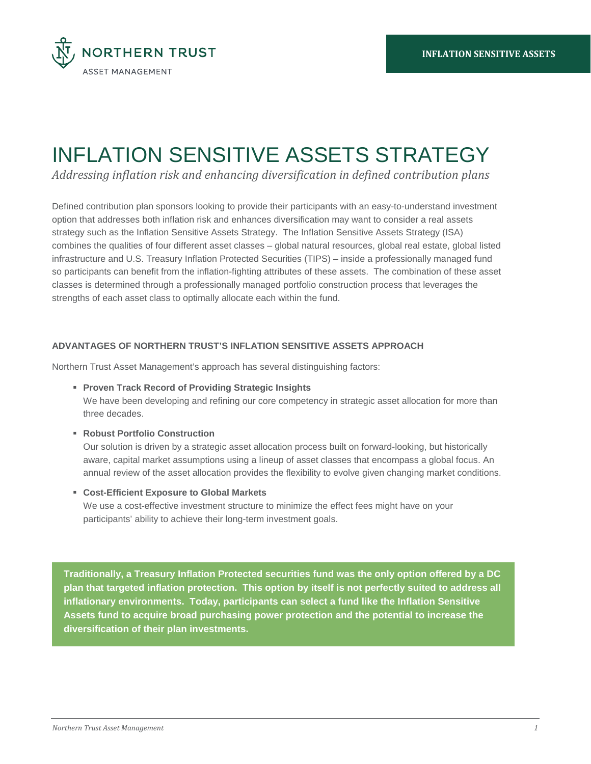# INFLATION SENSITIVE ASSETS STRATEGY

*Addressing inflation risk and enhancing diversification in defined contribution plans*

Defined contribution plan sponsors looking to provide their participants with an easy-to-understand investment option that addresses both inflation risk and enhances diversification may want to consider a real assets strategy such as the Inflation Sensitive Assets Strategy. The Inflation Sensitive Assets Strategy (ISA) combines the qualities of four different asset classes – global natural resources, global real estate, global listed infrastructure and U.S. Treasury Inflation Protected Securities (TIPS) – inside a professionally managed fund so participants can benefit from the inflation-fighting attributes of these assets. The combination of these asset classes is determined through a professionally managed portfolio construction process that leverages the strengths of each asset class to optimally allocate each within the fund.

### ADVANTAGES OF NORTHERN TRUST'S INFLATION SENSITIVE ASSETS APPROACH

Northern Trust Asset Management's approach has several distinguishing factors:

- **Proven Track Record of Providing Strategic Insights**
  We have been developing and refining our core competency in strategic asset allocation for more than three decades.
- **Robust Portfolio Construction**
  Our solution is driven by a strategic asset allocation process built on forward-looking, but historically aware, capital market assumptions using a lineup of asset classes that encompass a global focus. An annual review of the asset allocation provides the flexibility to evolve given changing market conditions.
- **Cost-Efficient Exposure to Global Markets**
  We use a cost-effective investment structure to minimize the effect fees might have on your participants' ability to achieve their long-term investment goals.

**Traditionally, a Treasury Inflation Protected securities fund was the only option offered by a DC plan that targeted inflation protection. This option by itself is not perfectly suited to address all inflationary environments. Today, participants can select a fund like the Inflation Sensitive Assets fund to acquire broad purchasing power protection and the potential to increase the diversification of their plan investments.**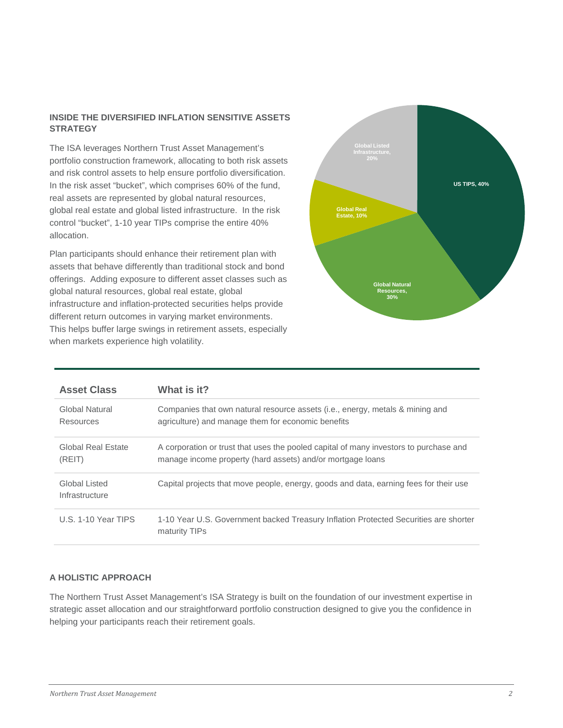### INSIDE THE DIVERSIFIED INFLATION SENSITIVE ASSETS STRATEGY

The ISA leverages Northern Trust Asset Management's portfolio construction framework, allocating to both risk assets and risk control assets to help ensure portfolio diversification. In the risk asset "bucket", which comprises 60% of the fund, real assets are represented by global natural resources, global real estate and global listed infrastructure. In the risk control "bucket", 1-10 year TIPs comprise the entire 40% allocation.

Plan participants should enhance their retirement plan with assets that behave differently than traditional stock and bond offerings. Adding exposure to different asset classes such as global natural resources, global real estate, global infrastructure and inflation-protected securities helps provide different return outcomes in varying market environments. This helps buffer large swings in retirement assets, especially when markets experience high volatility.

Global Listed Infrastructure, 20%

US TIPS, 40%

Global Real Estate, 10%

Global Natural Resources, 30%

| Asset Class | What is it? |
|---|---|
| Global Natural Resources | Companies that own natural resource assets (i.e., energy, metals & mining and agriculture) and manage them for economic benefits |
| Global Real Estate (REIT) | A corporation or trust that uses the pooled capital of many investors to purchase and manage income property (hard assets) and/or mortgage loans |
| Global Listed Infrastructure | Capital projects that move people, energy, goods and data, earning fees for their use |
| U.S. 1-10 Year TIPS | 1-10 Year U.S. Government backed Treasury Inflation Protected Securities are shorter maturity TIPs |

### A HOLISTIC APPROACH

The Northern Trust Asset Management's ISA Strategy is built on the foundation of our investment expertise in strategic asset allocation and our straightforward portfolio construction designed to give you the confidence in helping your participants reach their retirement goals.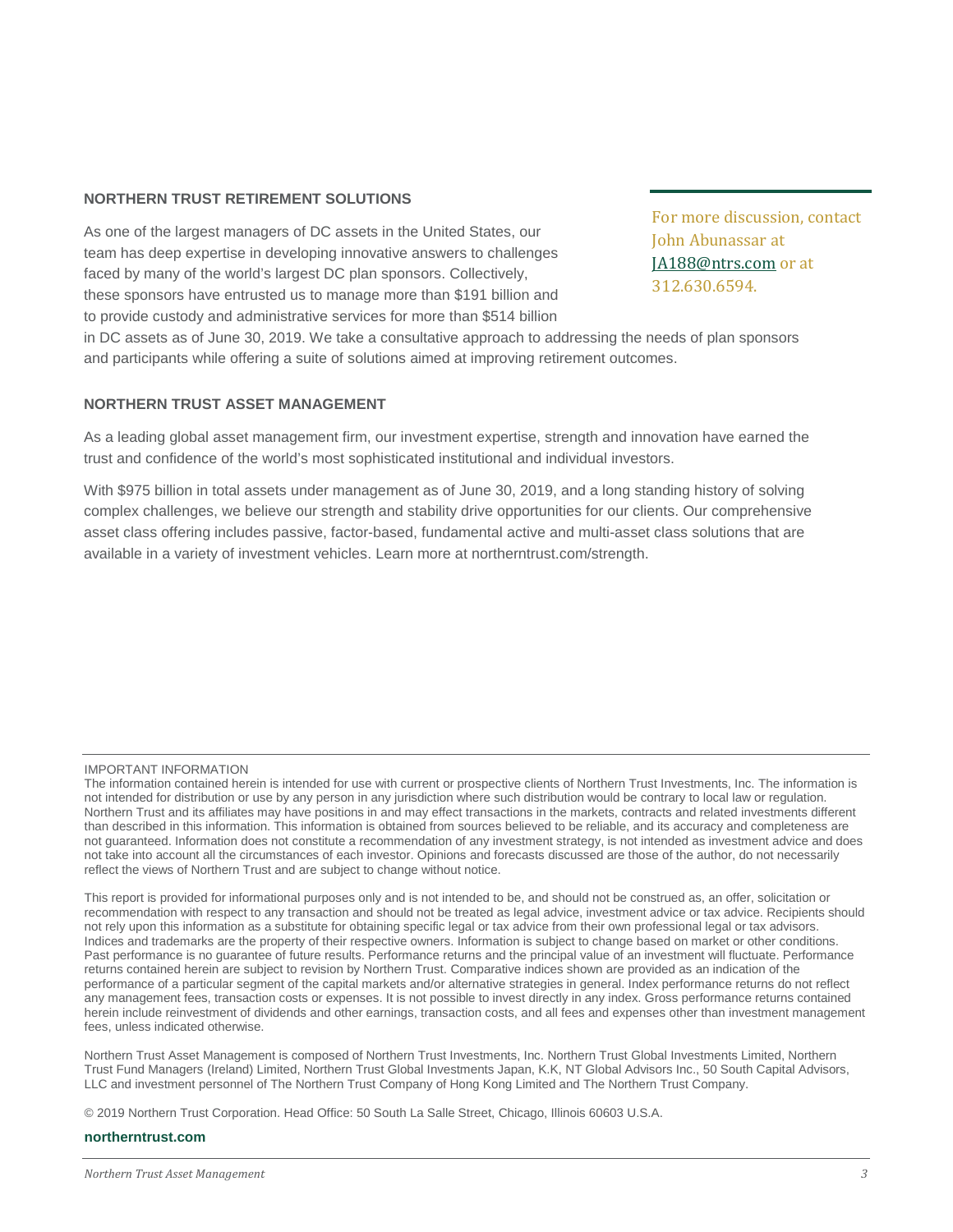## NORTHERN TRUST RETIREMENT SOLUTIONS

For more discussion, contact John Abunassar at JA188@ntrs.com or at 312.630.6594.

As one of the largest managers of DC assets in the United States, our team has deep expertise in developing innovative answers to challenges faced by many of the world's largest DC plan sponsors. Collectively, these sponsors have entrusted us to manage more than $191 billion and to provide custody and administrative services for more than $514 billion in DC assets as of June 30, 2019. We take a consultative approach to addressing the needs of plan sponsors and participants while offering a suite of solutions aimed at improving retirement outcomes.

## NORTHERN TRUST ASSET MANAGEMENT

As a leading global asset management firm, our investment expertise, strength and innovation have earned the trust and confidence of the world's most sophisticated institutional and individual investors.

With $975 billion in total assets under management as of June 30, 2019, and a long standing history of solving complex challenges, we believe our strength and stability drive opportunities for our clients. Our comprehensive asset class offering includes passive, factor-based, fundamental active and multi-asset class solutions that are available in a variety of investment vehicles. Learn more at northerntrust.com/strength.

IMPORTANT INFORMATION

The information contained herein is intended for use with current or prospective clients of Northern Trust Investments, Inc. The information is not intended for distribution or use by any person in any jurisdiction where such distribution would be contrary to local law or regulation. Northern Trust and its affiliates may have positions in and may effect transactions in the markets, contracts and related investments different than described in this information. This information is obtained from sources believed to be reliable, and its accuracy and completeness are not guaranteed. Information does not constitute a recommendation of any investment strategy, is not intended as investment advice and does not take into account all the circumstances of each investor. Opinions and forecasts discussed are those of the author, do not necessarily reflect the views of Northern Trust and are subject to change without notice.

This report is provided for informational purposes only and is not intended to be, and should not be construed as, an offer, solicitation or recommendation with respect to any transaction and should not be treated as legal advice, investment advice or tax advice. Recipients should not rely upon this information as a substitute for obtaining specific legal or tax advice from their own professional legal or tax advisors. Indices and trademarks are the property of their respective owners. Information is subject to change based on market or other conditions. Past performance is no guarantee of future results. Performance returns and the principal value of an investment will fluctuate. Performance returns contained herein are subject to revision by Northern Trust. Comparative indices shown are provided as an indication of the performance of a particular segment of the capital markets and/or alternative strategies in general. Index performance returns do not reflect any management fees, transaction costs or expenses. It is not possible to invest directly in any index. Gross performance returns contained herein include reinvestment of dividends and other earnings, transaction costs, and all fees and expenses other than investment management fees, unless indicated otherwise.

Northern Trust Asset Management is composed of Northern Trust Investments, Inc. Northern Trust Global Investments Limited, Northern Trust Fund Managers (Ireland) Limited, Northern Trust Global Investments Japan, K.K, NT Global Advisors Inc., 50 South Capital Advisors, LLC and investment personnel of The Northern Trust Company of Hong Kong Limited and The Northern Trust Company.

© 2019 Northern Trust Corporation. Head Office: 50 South La Salle Street, Chicago, Illinois 60603 U.S.A.

**northerntrust.com**